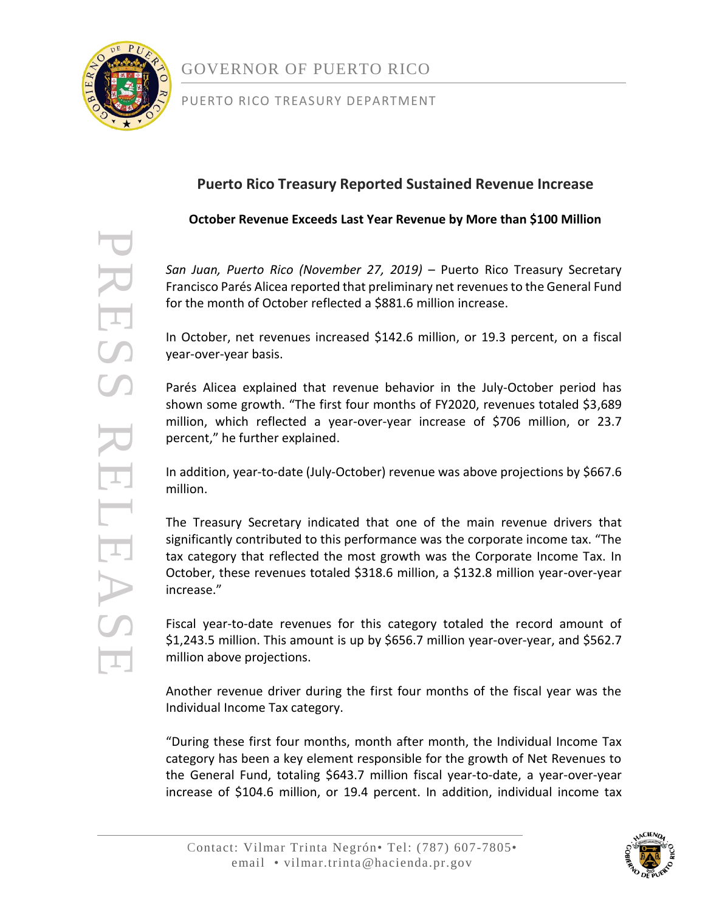GOVERNOR OF PUERTO RICO

PUERTO RICO TREASURY DEPARTMENT

PRESS RELEASE

# Puerto Rico Treasury Reported Sustained Revenue Increase

## October Revenue Exceeds Last Year Revenue by More than $100 Million

*San Juan, Puerto Rico (November 27, 2019)* – Puerto Rico Treasury Secretary Francisco Parés Alicea reported that preliminary net revenues to the General Fund for the month of October reflected a $881.6 million increase.

In October, net revenues increased $142.6 million, or 19.3 percent, on a fiscal year-over-year basis.

Parés Alicea explained that revenue behavior in the July-October period has shown some growth. "The first four months of FY2020, revenues totaled $3,689 million, which reflected a year-over-year increase of $706 million, or 23.7 percent," he further explained.

In addition, year-to-date (July-October) revenue was above projections by $667.6 million.

The Treasury Secretary indicated that one of the main revenue drivers that significantly contributed to this performance was the corporate income tax. "The tax category that reflected the most growth was the Corporate Income Tax. In October, these revenues totaled $318.6 million, a $132.8 million year-over-year increase."

Fiscal year-to-date revenues for this category totaled the record amount of $1,243.5 million. This amount is up by $656.7 million year-over-year, and $562.7 million above projections.

Another revenue driver during the first four months of the fiscal year was the Individual Income Tax category.

"During these first four months, month after month, the Individual Income Tax category has been a key element responsible for the growth of Net Revenues to the General Fund, totaling $643.7 million fiscal year-to-date, a year-over-year increase of $104.6 million, or 19.4 percent. In addition, individual income tax

Contact: Vilmar Trinta Negrón• Tel: (787) 607-7805• email • vilmar.trinta@hacienda.pr.gov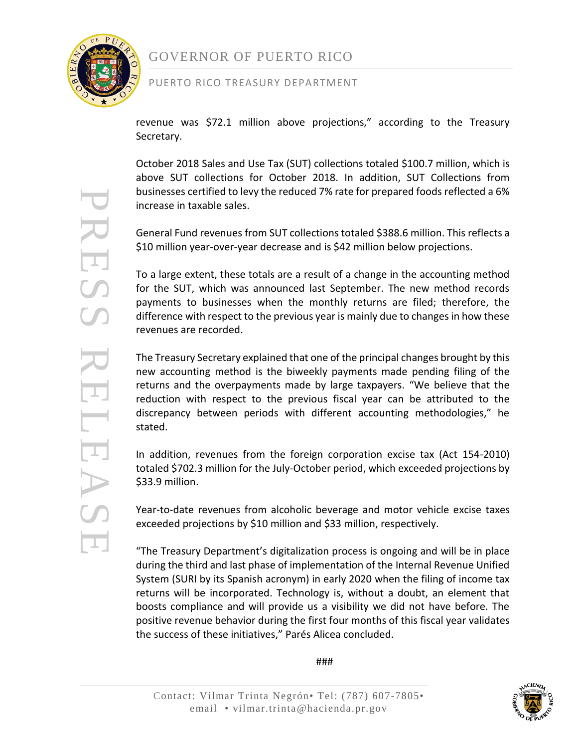revenue was $72.1 million above projections," according to the Treasury Secretary.

October 2018 Sales and Use Tax (SUT) collections totaled $100.7 million, which is above SUT collections for October 2018. In addition, SUT Collections from businesses certified to levy the reduced 7% rate for prepared foods reflected a 6% increase in taxable sales.

General Fund revenues from SUT collections totaled $388.6 million. This reflects a $10 million year-over-year decrease and is $42 million below projections.

To a large extent, these totals are a result of a change in the accounting method for the SUT, which was announced last September. The new method records payments to businesses when the monthly returns are filed; therefore, the difference with respect to the previous year is mainly due to changes in how these revenues are recorded.

The Treasury Secretary explained that one of the principal changes brought by this new accounting method is the biweekly payments made pending filing of the returns and the overpayments made by large taxpayers. "We believe that the reduction with respect to the previous fiscal year can be attributed to the discrepancy between periods with different accounting methodologies," he stated.

In addition, revenues from the foreign corporation excise tax (Act 154-2010) totaled $702.3 million for the July-October period, which exceeded projections by $33.9 million.

Year-to-date revenues from alcoholic beverage and motor vehicle excise taxes exceeded projections by $10 million and $33 million, respectively.

"The Treasury Department's digitalization process is ongoing and will be in place during the third and last phase of implementation of the Internal Revenue Unified System (SURI by its Spanish acronym) in early 2020 when the filing of income tax returns will be incorporated. Technology is, without a doubt, an element that boosts compliance and will provide us a visibility we did not have before. The positive revenue behavior during the first four months of this fiscal year validates the success of these initiatives," Parés Alicea concluded.

###

Contact: Vilmar Trinta Negrón• Tel: (787) 607-7805• email • vilmar.trinta@hacienda.pr.gov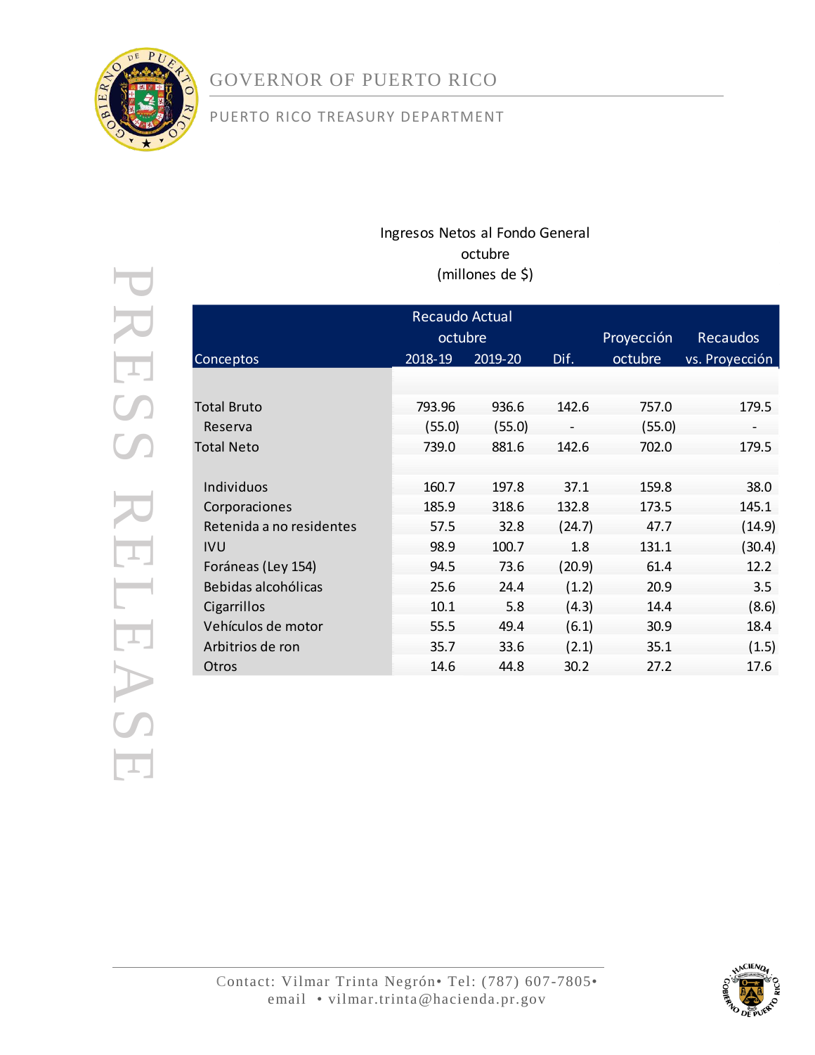GOVERNOR OF PUERTO RICO

PUERTO RICO TREASURY DEPARTMENT

PRESS RELEASE

Ingresos Netos al Fondo General
octubre
(millones de $)

| Conceptos | Recaudo Actual octubre 2018-19 | Recaudo Actual octubre 2019-20 | Dif. | Proyección octubre | Recaudos vs. Proyección |
|---|---|---|---|---|---|
| Total Bruto | 793.96 | 936.6 | 142.6 | 757.0 | 179.5 |
| Reserva | (55.0) | (55.0) | - | (55.0) | - |
| Total Neto | 739.0 | 881.6 | 142.6 | 702.0 | 179.5 |
| Individuos | 160.7 | 197.8 | 37.1 | 159.8 | 38.0 |
| Corporaciones | 185.9 | 318.6 | 132.8 | 173.5 | 145.1 |
| Retenida a no residentes | 57.5 | 32.8 | (24.7) | 47.7 | (14.9) |
| IVU | 98.9 | 100.7 | 1.8 | 131.1 | (30.4) |
| Foráneas (Ley 154) | 94.5 | 73.6 | (20.9) | 61.4 | 12.2 |
| Bebidas alcohólicas | 25.6 | 24.4 | (1.2) | 20.9 | 3.5 |
| Cigarrillos | 10.1 | 5.8 | (4.3) | 14.4 | (8.6) |
| Vehículos de motor | 55.5 | 49.4 | (6.1) | 30.9 | 18.4 |
| Arbitrios de ron | 35.7 | 33.6 | (2.1) | 35.1 | (1.5) |
| Otros | 14.6 | 44.8 | 30.2 | 27.2 | 17.6 |

Contact: Vilmar Trinta Negrón• Tel: (787) 607-7805•
email • vilmar.trinta@hacienda.pr.gov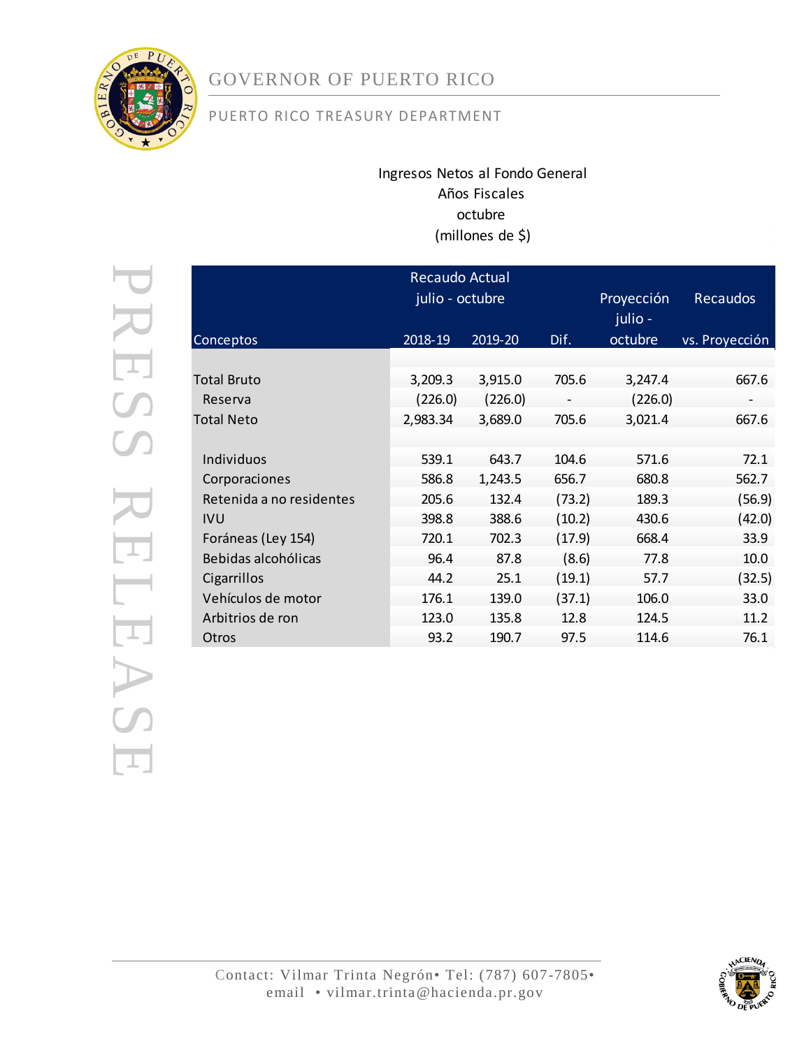GOVERNOR OF PUERTO RICO

PUERTO RICO TREASURY DEPARTMENT

PRESS RELEASE

Ingresos Netos al Fondo General
Años Fiscales
octubre
(millones de $)

| Conceptos | Recaudo Actual julio - octubre 2018-19 | 2019-20 | Dif. | Proyección julio - octubre | Recaudos vs. Proyección |
|---|---|---|---|---|---|
| Total Bruto | 3,209.3 | 3,915.0 | 705.6 | 3,247.4 | 667.6 |
| Reserva | (226.0) | (226.0) | - | (226.0) | - |
| Total Neto | 2,983.34 | 3,689.0 | 705.6 | 3,021.4 | 667.6 |
| Individuos | 539.1 | 643.7 | 104.6 | 571.6 | 72.1 |
| Corporaciones | 586.8 | 1,243.5 | 656.7 | 680.8 | 562.7 |
| Retenida a no residentes | 205.6 | 132.4 | (73.2) | 189.3 | (56.9) |
| IVU | 398.8 | 388.6 | (10.2) | 430.6 | (42.0) |
| Foráneas (Ley 154) | 720.1 | 702.3 | (17.9) | 668.4 | 33.9 |
| Bebidas alcohólicas | 96.4 | 87.8 | (8.6) | 77.8 | 10.0 |
| Cigarrillos | 44.2 | 25.1 | (19.1) | 57.7 | (32.5) |
| Vehículos de motor | 176.1 | 139.0 | (37.1) | 106.0 | 33.0 |
| Arbitrios de ron | 123.0 | 135.8 | 12.8 | 124.5 | 11.2 |
| Otros | 93.2 | 190.7 | 97.5 | 114.6 | 76.1 |

Contact: Vilmar Trinta Negrón• Tel: (787) 607-7805•
email • vilmar.trinta@hacienda.pr.gov